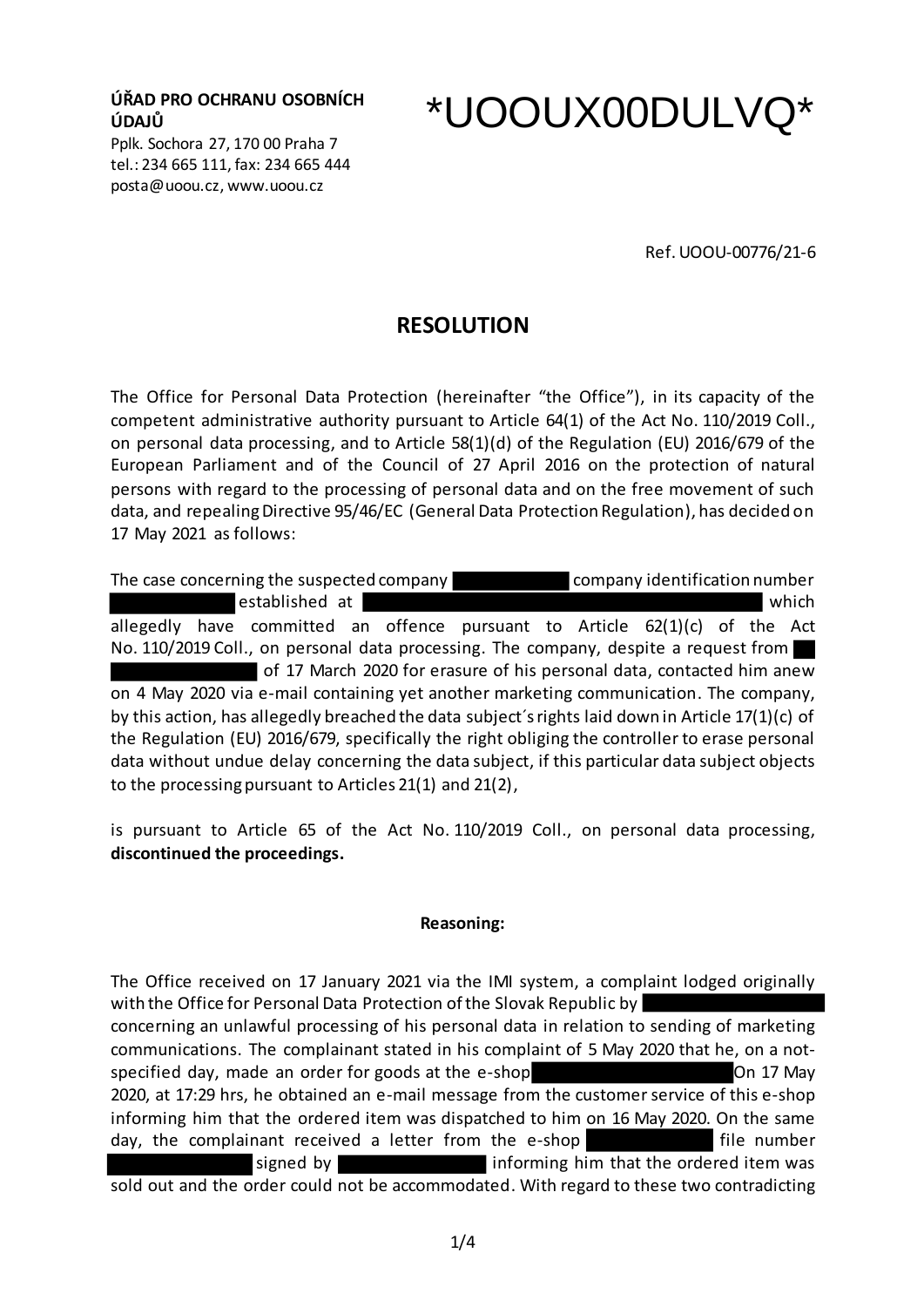**ÚŘAD PRO OCHRANU OSOBNÍCH ÚDAJŮ**
Pplk. Sochora 27, 170 00 Praha 7
tel.: 234 665 111, fax: 234 665 444
posta@uoou.cz, www.uoou.cz

*UOOUX00DULVQ*

Ref. UOOU-00776/21-6

## RESOLUTION

The Office for Personal Data Protection (hereinafter "the Office"), in its capacity of the competent administrative authority pursuant to Article 64(1) of the Act No. 110/2019 Coll., on personal data processing, and to Article 58(1)(d) of the Regulation (EU) 2016/679 of the European Parliament and of the Council of 27 April 2016 on the protection of natural persons with regard to the processing of personal data and on the free movement of such data, and repealing Directive 95/46/EC (General Data Protection Regulation), has decided on 17 May 2021 as follows:

The case concerning the suspected company [redacted] company identification number [redacted] established at [redacted] which allegedly have committed an offence pursuant to Article 62(1)(c) of the Act No. 110/2019 Coll., on personal data processing. The company, despite a request from [redacted] of 17 March 2020 for erasure of his personal data, contacted him anew on 4 May 2020 via e-mail containing yet another marketing communication. The company, by this action, has allegedly breached the data subject´s rights laid down in Article 17(1)(c) of the Regulation (EU) 2016/679, specifically the right obliging the controller to erase personal data without undue delay concerning the data subject, if this particular data subject objects to the processing pursuant to Articles 21(1) and 21(2),

is pursuant to Article 65 of the Act No. 110/2019 Coll., on personal data processing, **discontinued the proceedings.**

**Reasoning:**

The Office received on 17 January 2021 via the IMI system, a complaint lodged originally with the Office for Personal Data Protection of the Slovak Republic by [redacted] concerning an unlawful processing of his personal data in relation to sending of marketing communications. The complainant stated in his complaint of 5 May 2020 that he, on a not-specified day, made an order for goods at the e-shop [redacted] On 17 May 2020, at 17:29 hrs, he obtained an e-mail message from the customer service of this e-shop informing him that the ordered item was dispatched to him on 16 May 2020. On the same day, the complainant received a letter from the e-shop [redacted] file number [redacted] signed by [redacted] informing him that the ordered item was sold out and the order could not be accommodated. With regard to these two contradicting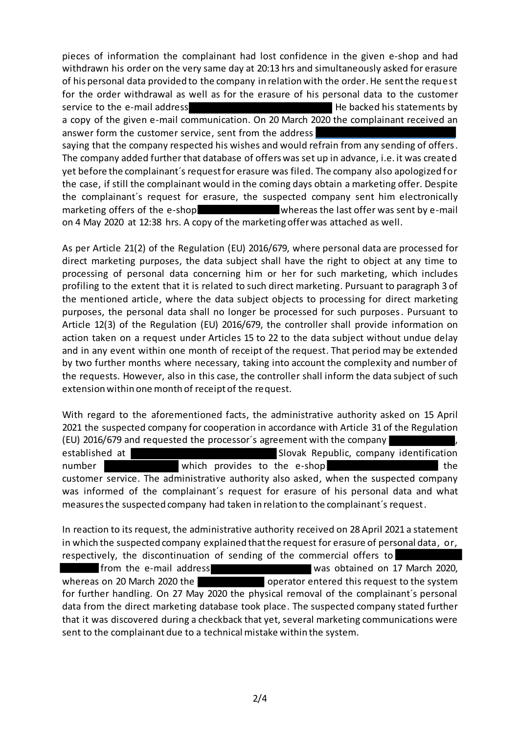pieces of information the complainant had lost confidence in the given e-shop and had withdrawn his order on the very same day at 20:13 hrs and simultaneously asked for erasure of his personal data provided to the company in relation with the order. He sent the request for the order withdrawal as well as for the erasure of his personal data to the customer service to the e-mail address ██████████ He backed his statements by a copy of the given e-mail communication. On 20 March 2020 the complainant received an answer form the customer service, sent from the address ██████████ saying that the company respected his wishes and would refrain from any sending of offers. The company added further that database of offers was set up in advance, i.e. it was created yet before the complainant´s request for erasure was filed. The company also apologized for the case, if still the complainant would in the coming days obtain a marketing offer. Despite the complainant´s request for erasure, the suspected company sent him electronically marketing offers of the e-shop ██████████ whereas the last offer was sent by e-mail on 4 May 2020 at 12:38 hrs. A copy of the marketing offer was attached as well.

As per Article 21(2) of the Regulation (EU) 2016/679, where personal data are processed for direct marketing purposes, the data subject shall have the right to object at any time to processing of personal data concerning him or her for such marketing, which includes profiling to the extent that it is related to such direct marketing. Pursuant to paragraph 3 of the mentioned article, where the data subject objects to processing for direct marketing purposes, the personal data shall no longer be processed for such purposes. Pursuant to Article 12(3) of the Regulation (EU) 2016/679, the controller shall provide information on action taken on a request under Articles 15 to 22 to the data subject without undue delay and in any event within one month of receipt of the request. That period may be extended by two further months where necessary, taking into account the complexity and number of the requests. However, also in this case, the controller shall inform the data subject of such extension within one month of receipt of the request.

With regard to the aforementioned facts, the administrative authority asked on 15 April 2021 the suspected company for cooperation in accordance with Article 31 of the Regulation (EU) 2016/679 and requested the processor´s agreement with the company ██████████, established at ██████████ Slovak Republic, company identification number ██████████ which provides to the e-shop ██████████ the customer service. The administrative authority also asked, when the suspected company was informed of the complainant´s request for erasure of his personal data and what measures the suspected company had taken in relation to the complainant´s request.

In reaction to its request, the administrative authority received on 28 April 2021 a statement in which the suspected company explained that the request for erasure of personal data, or, respectively, the discontinuation of sending of the commercial offers to ██████████ from the e-mail address ██████████ was obtained on 17 March 2020, whereas on 20 March 2020 the ██████████ operator entered this request to the system for further handling. On 27 May 2020 the physical removal of the complainant´s personal data from the direct marketing database took place. The suspected company stated further that it was discovered during a checkback that yet, several marketing communications were sent to the complainant due to a technical mistake within the system.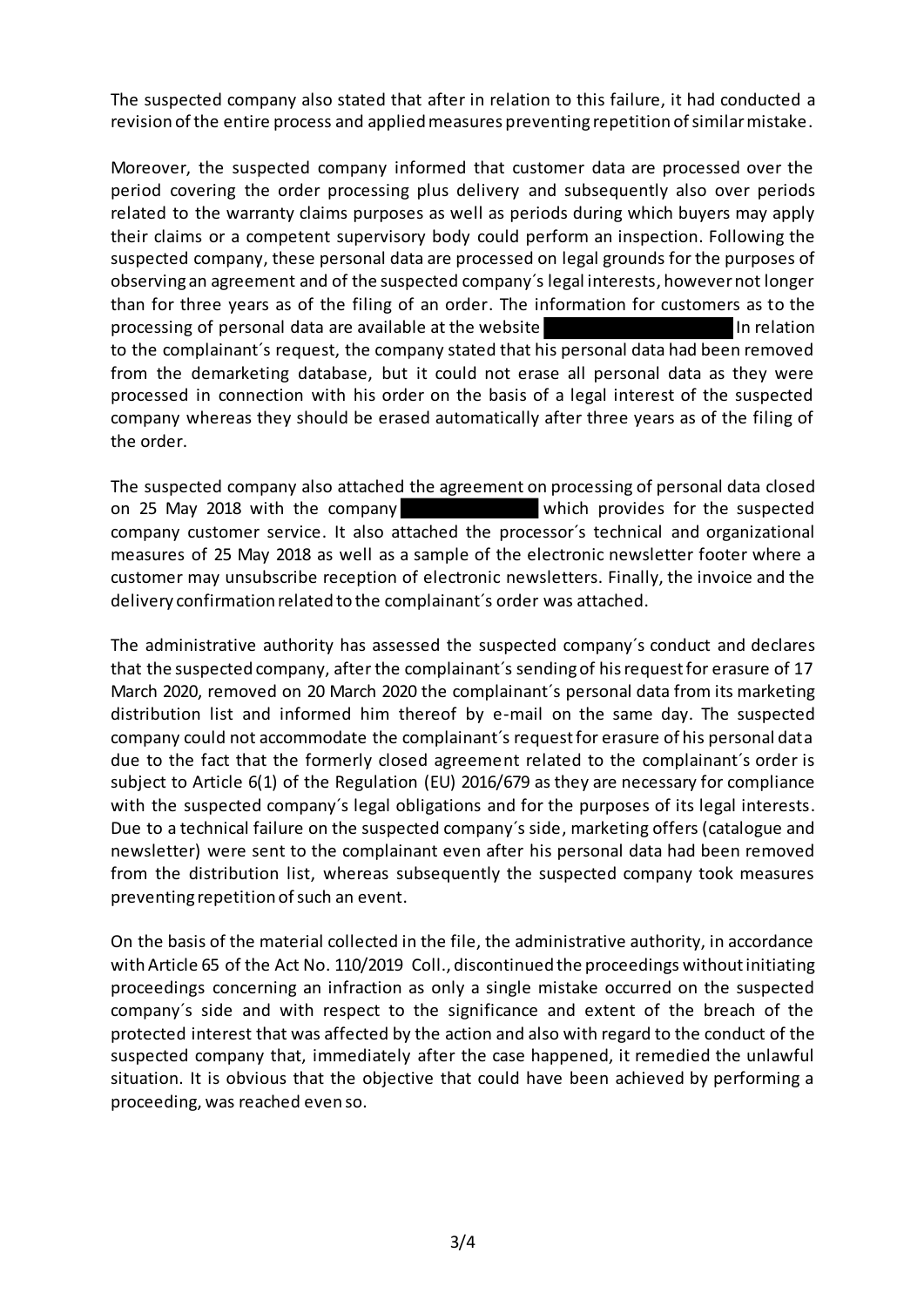The suspected company also stated that after in relation to this failure, it had conducted a revision of the entire process and applied measures preventing repetition of similar mistake.

Moreover, the suspected company informed that customer data are processed over the period covering the order processing plus delivery and subsequently also over periods related to the warranty claims purposes as well as periods during which buyers may apply their claims or a competent supervisory body could perform an inspection. Following the suspected company, these personal data are processed on legal grounds for the purposes of observing an agreement and of the suspected company´s legal interests, however not longer than for three years as of the filing of an order. The information for customers as to the processing of personal data are available at the website ██████████ In relation to the complainant´s request, the company stated that his personal data had been removed from the demarketing database, but it could not erase all personal data as they were processed in connection with his order on the basis of a legal interest of the suspected company whereas they should be erased automatically after three years as of the filing of the order.

The suspected company also attached the agreement on processing of personal data closed on 25 May 2018 with the company ██████████ which provides for the suspected company customer service. It also attached the processor´s technical and organizational measures of 25 May 2018 as well as a sample of the electronic newsletter footer where a customer may unsubscribe reception of electronic newsletters. Finally, the invoice and the delivery confirmation related to the complainant´s order was attached.

The administrative authority has assessed the suspected company´s conduct and declares that the suspected company, after the complainant´s sending of his request for erasure of 17 March 2020, removed on 20 March 2020 the complainant´s personal data from its marketing distribution list and informed him thereof by e-mail on the same day. The suspected company could not accommodate the complainant´s request for erasure of his personal data due to the fact that the formerly closed agreement related to the complainant´s order is subject to Article 6(1) of the Regulation (EU) 2016/679 as they are necessary for compliance with the suspected company´s legal obligations and for the purposes of its legal interests. Due to a technical failure on the suspected company´s side, marketing offers (catalogue and newsletter) were sent to the complainant even after his personal data had been removed from the distribution list, whereas subsequently the suspected company took measures preventing repetition of such an event.

On the basis of the material collected in the file, the administrative authority, in accordance with Article 65 of the Act No. 110/2019 Coll., discontinued the proceedings without initiating proceedings concerning an infraction as only a single mistake occurred on the suspected company´s side and with respect to the significance and extent of the breach of the protected interest that was affected by the action and also with regard to the conduct of the suspected company that, immediately after the case happened, it remedied the unlawful situation. It is obvious that the objective that could have been achieved by performing a proceeding, was reached even so.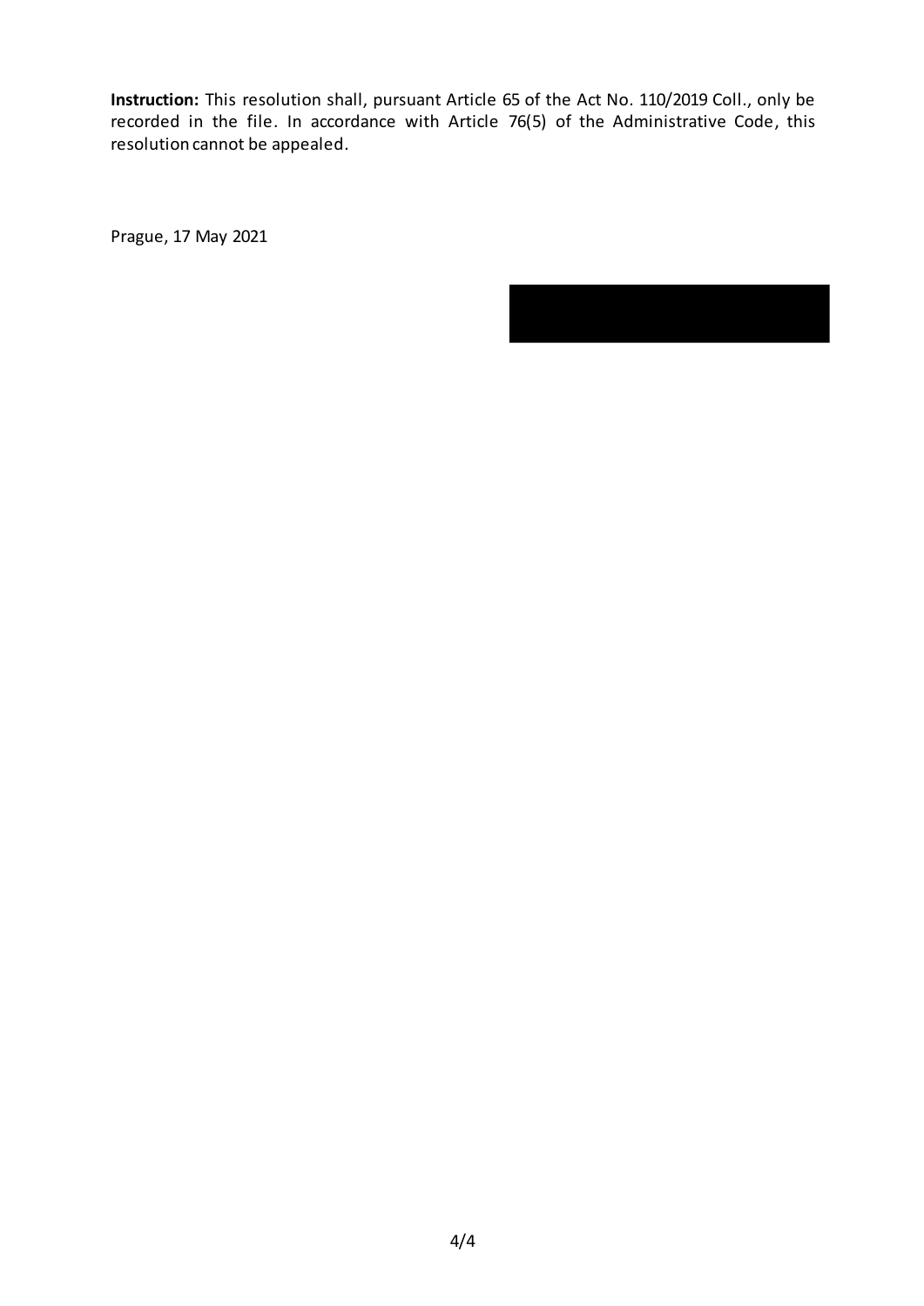**Instruction:** This resolution shall, pursuant Article 65 of the Act No. 110/2019 Coll., only be recorded in the file. In accordance with Article 76(5) of the Administrative Code, this resolution cannot be appealed.

Prague, 17 May 2021